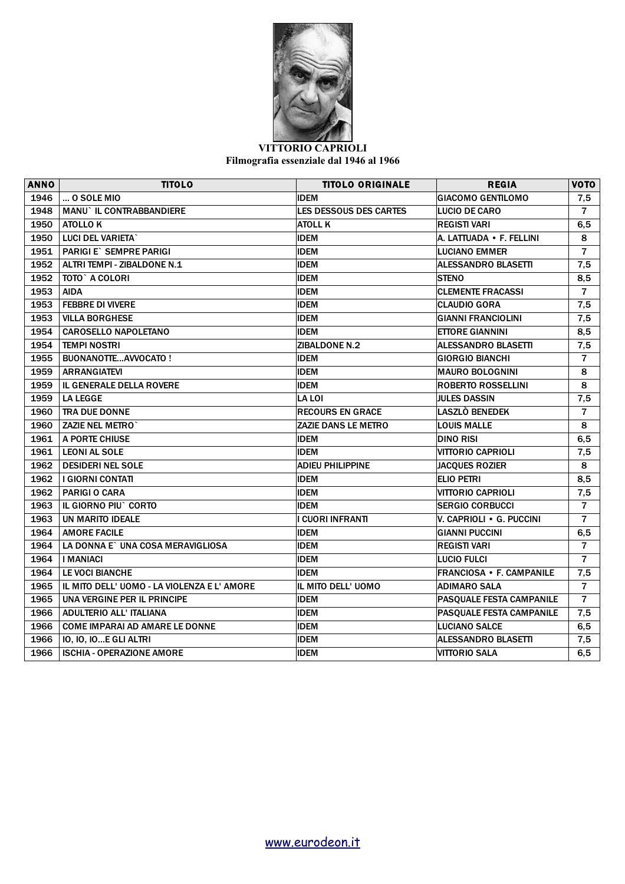**VITTORIO CAPRIOLI**
**Filmografia essenziale dal 1946 al 1966**

| ANNO | TITOLO | TITOLO ORIGINALE | REGIA | VOTO |
|---|---|---|---|---|
| 1946 | ... O SOLE MIO | IDEM | GIACOMO GENTILOMO | 7,5 |
| 1948 | MANU` IL CONTRABBANDIERE | LES DESSOUS DES CARTES | LUCIO DE CARO | 7 |
| 1950 | ATOLLO K | ATOLL K | REGISTI VARI | 6,5 |
| 1950 | LUCI DEL VARIETA` | IDEM | A. LATTUADA • F. FELLINI | 8 |
| 1951 | PARIGI E` SEMPRE PARIGI | IDEM | LUCIANO EMMER | 7 |
| 1952 | ALTRI TEMPI - ZIBALDONE N.1 | IDEM | ALESSANDRO BLASETTI | 7,5 |
| 1952 | TOTO` A COLORI | IDEM | STENO | 8,5 |
| 1953 | AIDA | IDEM | CLEMENTE FRACASSI | 7 |
| 1953 | FEBBRE DI VIVERE | IDEM | CLAUDIO GORA | 7,5 |
| 1953 | VILLA BORGHESE | IDEM | GIANNI FRANCIOLINI | 7,5 |
| 1954 | CAROSELLO NAPOLETANO | IDEM | ETTORE GIANNINI | 8,5 |
| 1954 | TEMPI NOSTRI | ZIBALDONE N.2 | ALESSANDRO BLASETTI | 7,5 |
| 1955 | BUONANOTTE...AVVOCATO ! | IDEM | GIORGIO BIANCHI | 7 |
| 1959 | ARRANGIATEVI | IDEM | MAURO BOLOGNINI | 8 |
| 1959 | IL GENERALE DELLA ROVERE | IDEM | ROBERTO ROSSELLINI | 8 |
| 1959 | LA LEGGE | LA LOI | JULES DASSIN | 7,5 |
| 1960 | TRA DUE DONNE | RECOURS EN GRACE | LASZLÒ BENEDEK | 7 |
| 1960 | ZAZIE NEL METRO` | ZAZIE DANS LE METRO | LOUIS MALLE | 8 |
| 1961 | A PORTE CHIUSE | IDEM | DINO RISI | 6,5 |
| 1961 | LEONI AL SOLE | IDEM | VITTORIO CAPRIOLI | 7,5 |
| 1962 | DESIDERI NEL SOLE | ADIEU PHILIPPINE | JACQUES ROZIER | 8 |
| 1962 | I GIORNI CONTATI | IDEM | ELIO PETRI | 8,5 |
| 1962 | PARIGI O CARA | IDEM | VITTORIO CAPRIOLI | 7,5 |
| 1963 | IL GIORNO PIU` CORTO | IDEM | SERGIO CORBUCCI | 7 |
| 1963 | UN MARITO IDEALE | I CUORI INFRANTI | V. CAPRIOLI • G. PUCCINI | 7 |
| 1964 | AMORE FACILE | IDEM | GIANNI PUCCINI | 6,5 |
| 1964 | LA DONNA E` UNA COSA MERAVIGLIOSA | IDEM | REGISTI VARI | 7 |
| 1964 | I MANIACI | IDEM | LUCIO FULCI | 7 |
| 1964 | LE VOCI BIANCHE | IDEM | FRANCIOSA • F. CAMPANILE | 7,5 |
| 1965 | IL MITO DELL' UOMO - LA VIOLENZA E L' AMORE | IL MITO DELL' UOMO | ADIMARO SALA | 7 |
| 1965 | UNA VERGINE PER IL PRINCIPE | IDEM | PASQUALE FESTA CAMPANILE | 7 |
| 1966 | ADULTERIO ALL' ITALIANA | IDEM | PASQUALE FESTA CAMPANILE | 7,5 |
| 1966 | COME IMPARAI AD AMARE LE DONNE | IDEM | LUCIANO SALCE | 6,5 |
| 1966 | IO, IO, IO...E GLI ALTRI | IDEM | ALESSANDRO BLASETTI | 7,5 |
| 1966 | ISCHIA - OPERAZIONE AMORE | IDEM | VITTORIO SALA | 6,5 |

www.eurodeon.it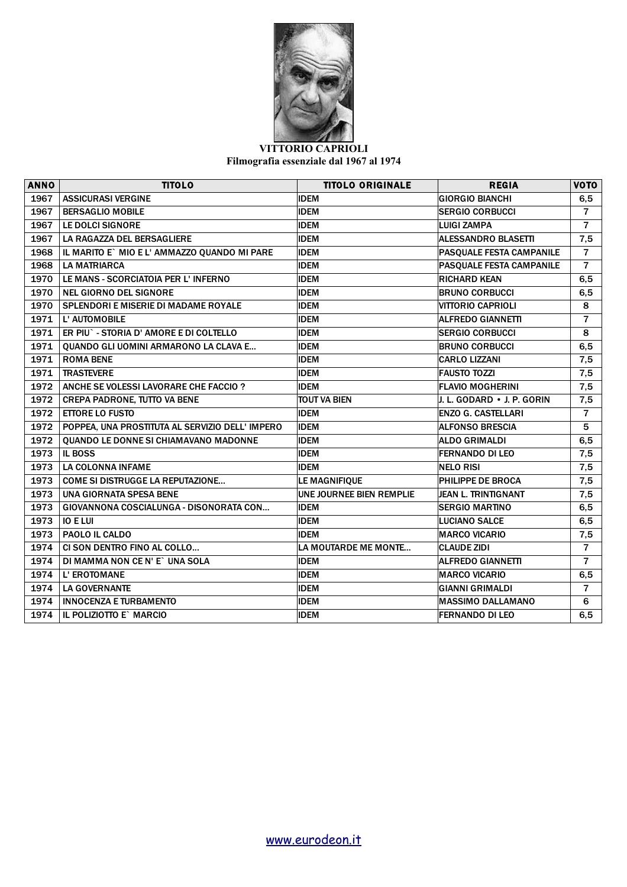**VITTORIO CAPRIOLI**
**Filmografia essenziale dal 1967 al 1974**

| ANNO | TITOLO | TITOLO ORIGINALE | REGIA | VOTO |
|---|---|---|---|---|
| 1967 | ASSICURASI VERGINE | IDEM | GIORGIO BIANCHI | 6,5 |
| 1967 | BERSAGLIO MOBILE | IDEM | SERGIO CORBUCCI | 7 |
| 1967 | LE DOLCI SIGNORE | IDEM | LUIGI ZAMPA | 7 |
| 1967 | LA RAGAZZA DEL BERSAGLIERE | IDEM | ALESSANDRO BLASETTI | 7,5 |
| 1968 | IL MARITO E` MIO E L' AMMAZZO QUANDO MI PARE | IDEM | PASQUALE FESTA CAMPANILE | 7 |
| 1968 | LA MATRIARCA | IDEM | PASQUALE FESTA CAMPANILE | 7 |
| 1970 | LE MANS - SCORCIATOIA PER L' INFERNO | IDEM | RICHARD KEAN | 6,5 |
| 1970 | NEL GIORNO DEL SIGNORE | IDEM | BRUNO CORBUCCI | 6,5 |
| 1970 | SPLENDORI E MISERIE DI MADAME ROYALE | IDEM | VITTORIO CAPRIOLI | 8 |
| 1971 | L' AUTOMOBILE | IDEM | ALFREDO GIANNETTI | 7 |
| 1971 | ER PIU` - STORIA D' AMORE E DI COLTELLO | IDEM | SERGIO CORBUCCI | 8 |
| 1971 | QUANDO GLI UOMINI ARMARONO LA CLAVA E... | IDEM | BRUNO CORBUCCI | 6,5 |
| 1971 | ROMA BENE | IDEM | CARLO LIZZANI | 7,5 |
| 1971 | TRASTEVERE | IDEM | FAUSTO TOZZI | 7,5 |
| 1972 | ANCHE SE VOLESSI LAVORARE CHE FACCIO ? | IDEM | FLAVIO MOGHERINI | 7,5 |
| 1972 | CREPA PADRONE, TUTTO VA BENE | TOUT VA BIEN | J. L. GODARD • J. P. GORIN | 7,5 |
| 1972 | ETTORE LO FUSTO | IDEM | ENZO G. CASTELLARI | 7 |
| 1972 | POPPEA, UNA PROSTITUTA AL SERVIZIO DELL' IMPERO | IDEM | ALFONSO BRESCIA | 5 |
| 1972 | QUANDO LE DONNE SI CHIAMAVANO MADONNE | IDEM | ALDO GRIMALDI | 6,5 |
| 1973 | IL BOSS | IDEM | FERNANDO DI LEO | 7,5 |
| 1973 | LA COLONNA INFAME | IDEM | NELO RISI | 7,5 |
| 1973 | COME SI DISTRUGGE LA REPUTAZIONE... | LE MAGNIFIQUE | PHILIPPE DE BROCA | 7,5 |
| 1973 | UNA GIORNATA SPESA BENE | UNE JOURNEE BIEN REMPLIE | JEAN L. TRINTIGNANT | 7,5 |
| 1973 | GIOVANNONA COSCIALUNGA - DISONORATA CON... | IDEM | SERGIO MARTINO | 6,5 |
| 1973 | IO E LUI | IDEM | LUCIANO SALCE | 6,5 |
| 1973 | PAOLO IL CALDO | IDEM | MARCO VICARIO | 7,5 |
| 1974 | CI SON DENTRO FINO AL COLLO... | LA MOUTARDE ME MONTE... | CLAUDE ZIDI | 7 |
| 1974 | DI MAMMA NON CE N' E` UNA SOLA | IDEM | ALFREDO GIANNETTI | 7 |
| 1974 | L' EROTOMANE | IDEM | MARCO VICARIO | 6,5 |
| 1974 | LA GOVERNANTE | IDEM | GIANNI GRIMALDI | 7 |
| 1974 | INNOCENZA E TURBAMENTO | IDEM | MASSIMO DALLAMANO | 6 |
| 1974 | IL POLIZIOTTO E` MARCIO | IDEM | FERNANDO DI LEO | 6,5 |

www.eurodeon.it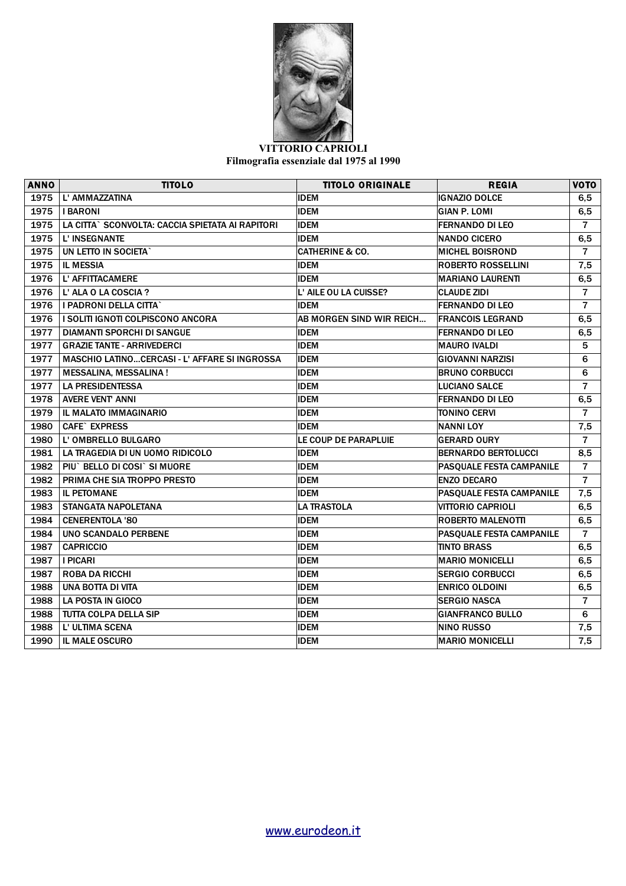**VITTORIO CAPRIOLI**
**Filmografia essenziale dal 1975 al 1990**

| ANNO | TITOLO | TITOLO ORIGINALE | REGIA | VOTO |
|---|---|---|---|---|
| 1975 | L' AMMAZZATINA | IDEM | IGNAZIO DOLCE | 6,5 |
| 1975 | I BARONI | IDEM | GIAN P. LOMI | 6,5 |
| 1975 | LA CITTA` SCONVOLTA: CACCIA SPIETATA AI RAPITORI | IDEM | FERNANDO DI LEO | 7 |
| 1975 | L' INSEGNANTE | IDEM | NANDO CICERO | 6,5 |
| 1975 | UN LETTO IN SOCIETA` | CATHERINE & CO. | MICHEL BOISROND | 7 |
| 1975 | IL MESSIA | IDEM | ROBERTO ROSSELLINI | 7,5 |
| 1976 | L' AFFITTACAMERE | IDEM | MARIANO LAURENTI | 6,5 |
| 1976 | L' ALA O LA COSCIA ? | L' AILE OU LA CUISSE? | CLAUDE ZIDI | 7 |
| 1976 | I PADRONI DELLA CITTA` | IDEM | FERNANDO DI LEO | 7 |
| 1976 | I SOLITI IGNOTI COLPISCONO ANCORA | AB MORGEN SIND WIR REICH... | FRANCOIS LEGRAND | 6,5 |
| 1977 | DIAMANTI SPORCHI DI SANGUE | IDEM | FERNANDO DI LEO | 6,5 |
| 1977 | GRAZIE TANTE - ARRIVEDERCI | IDEM | MAURO IVALDI | 5 |
| 1977 | MASCHIO LATINO...CERCASI - L' AFFARE SI INGROSSA | IDEM | GIOVANNI NARZISI | 6 |
| 1977 | MESSALINA, MESSALINA ! | IDEM | BRUNO CORBUCCI | 6 |
| 1977 | LA PRESIDENTESSA | IDEM | LUCIANO SALCE | 7 |
| 1978 | AVERE VENT' ANNI | IDEM | FERNANDO DI LEO | 6,5 |
| 1979 | IL MALATO IMMAGINARIO | IDEM | TONINO CERVI | 7 |
| 1980 | CAFE` EXPRESS | IDEM | NANNI LOY | 7,5 |
| 1980 | L' OMBRELLO BULGARO | LE COUP DE PARAPLUIE | GERARD OURY | 7 |
| 1981 | LA TRAGEDIA DI UN UOMO RIDICOLO | IDEM | BERNARDO BERTOLUCCI | 8,5 |
| 1982 | PIU` BELLO DI COSI` SI MUORE | IDEM | PASQUALE FESTA CAMPANILE | 7 |
| 1982 | PRIMA CHE SIA TROPPO PRESTO | IDEM | ENZO DECARO | 7 |
| 1983 | IL PETOMANE | IDEM | PASQUALE FESTA CAMPANILE | 7,5 |
| 1983 | STANGATA NAPOLETANA | LA TRASTOLA | VITTORIO CAPRIOLI | 6,5 |
| 1984 | CENERENTOLA '80 | IDEM | ROBERTO MALENOTTI | 6,5 |
| 1984 | UNO SCANDALO PERBENE | IDEM | PASQUALE FESTA CAMPANILE | 7 |
| 1987 | CAPRICCIO | IDEM | TINTO BRASS | 6,5 |
| 1987 | I PICARI | IDEM | MARIO MONICELLI | 6,5 |
| 1987 | ROBA DA RICCHI | IDEM | SERGIO CORBUCCI | 6,5 |
| 1988 | UNA BOTTA DI VITA | IDEM | ENRICO OLDOINI | 6,5 |
| 1988 | LA POSTA IN GIOCO | IDEM | SERGIO NASCA | 7 |
| 1988 | TUTTA COLPA DELLA SIP | IDEM | GIANFRANCO BULLO | 6 |
| 1988 | L' ULTIMA SCENA | IDEM | NINO RUSSO | 7,5 |
| 1990 | IL MALE OSCURO | IDEM | MARIO MONICELLI | 7,5 |

www.eurodeon.it